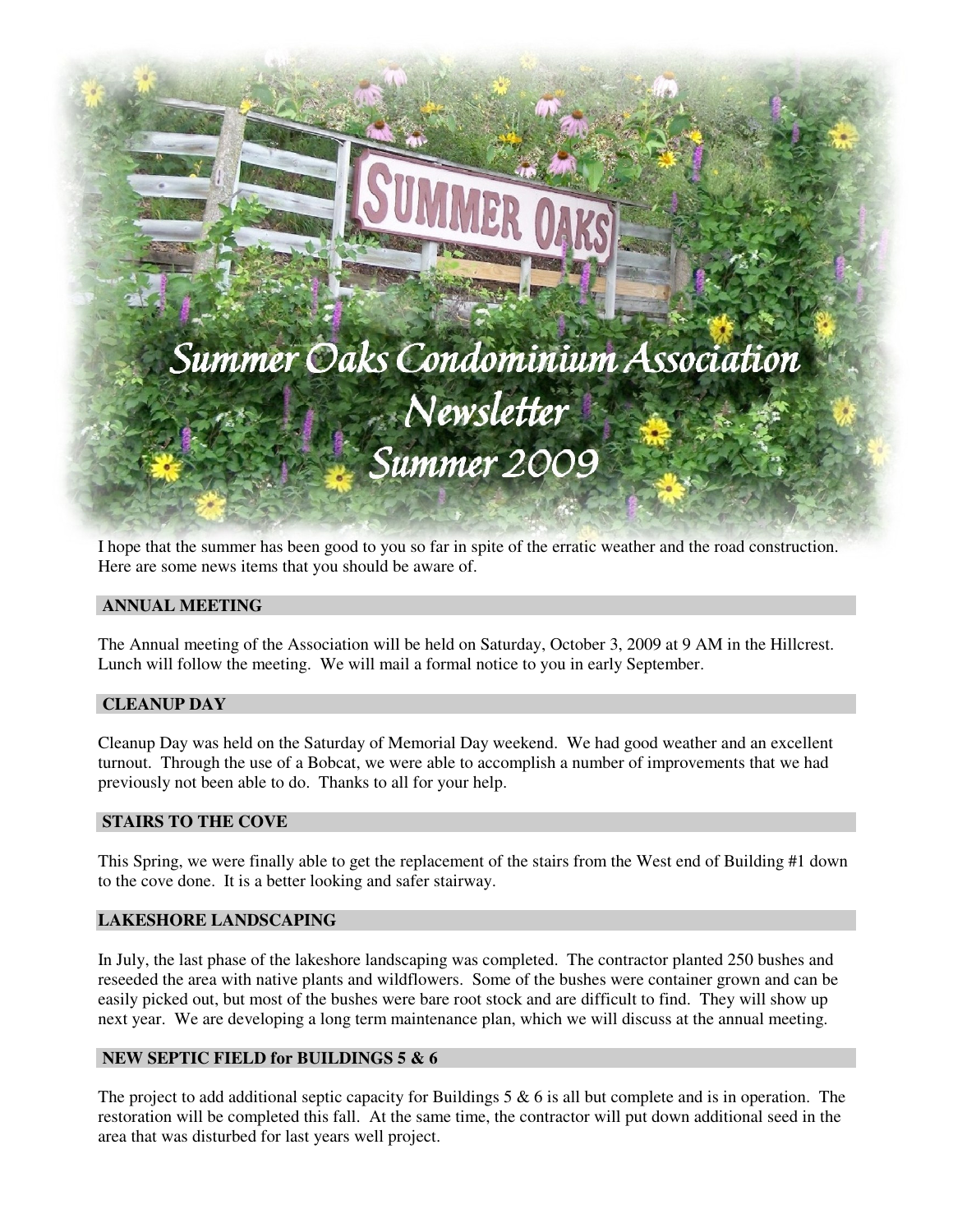# Summer Oaks Condominium Association Newsletter Summer 2009

I hope that the summer has been good to you so far in spite of the erratic weather and the road construction. Here are some news items that you should be aware of.

## ANNUAL MEETING

The Annual meeting of the Association will be held on Saturday, October 3, 2009 at 9 AM in the Hillcrest. Lunch will follow the meeting. We will mail a formal notice to you in early September.

## CLEANUP DAY

Cleanup Day was held on the Saturday of Memorial Day weekend. We had good weather and an excellent turnout. Through the use of a Bobcat, we were able to accomplish a number of improvements that we had previously not been able to do. Thanks to all for your help.

## STAIRS TO THE COVE

This Spring, we were finally able to get the replacement of the stairs from the West end of Building #1 down to the cove done. It is a better looking and safer stairway.

## LAKESHORE LANDSCAPING

In July, the last phase of the lakeshore landscaping was completed. The contractor planted 250 bushes and reseeded the area with native plants and wildflowers. Some of the bushes were container grown and can be easily picked out, but most of the bushes were bare root stock and are difficult to find. They will show up next year. We are developing a long term maintenance plan, which we will discuss at the annual meeting.

## NEW SEPTIC FIELD for BUILDINGS 5 & 6

The project to add additional septic capacity for Buildings 5 & 6 is all but complete and is in operation. The restoration will be completed this fall. At the same time, the contractor will put down additional seed in the area that was disturbed for last years well project.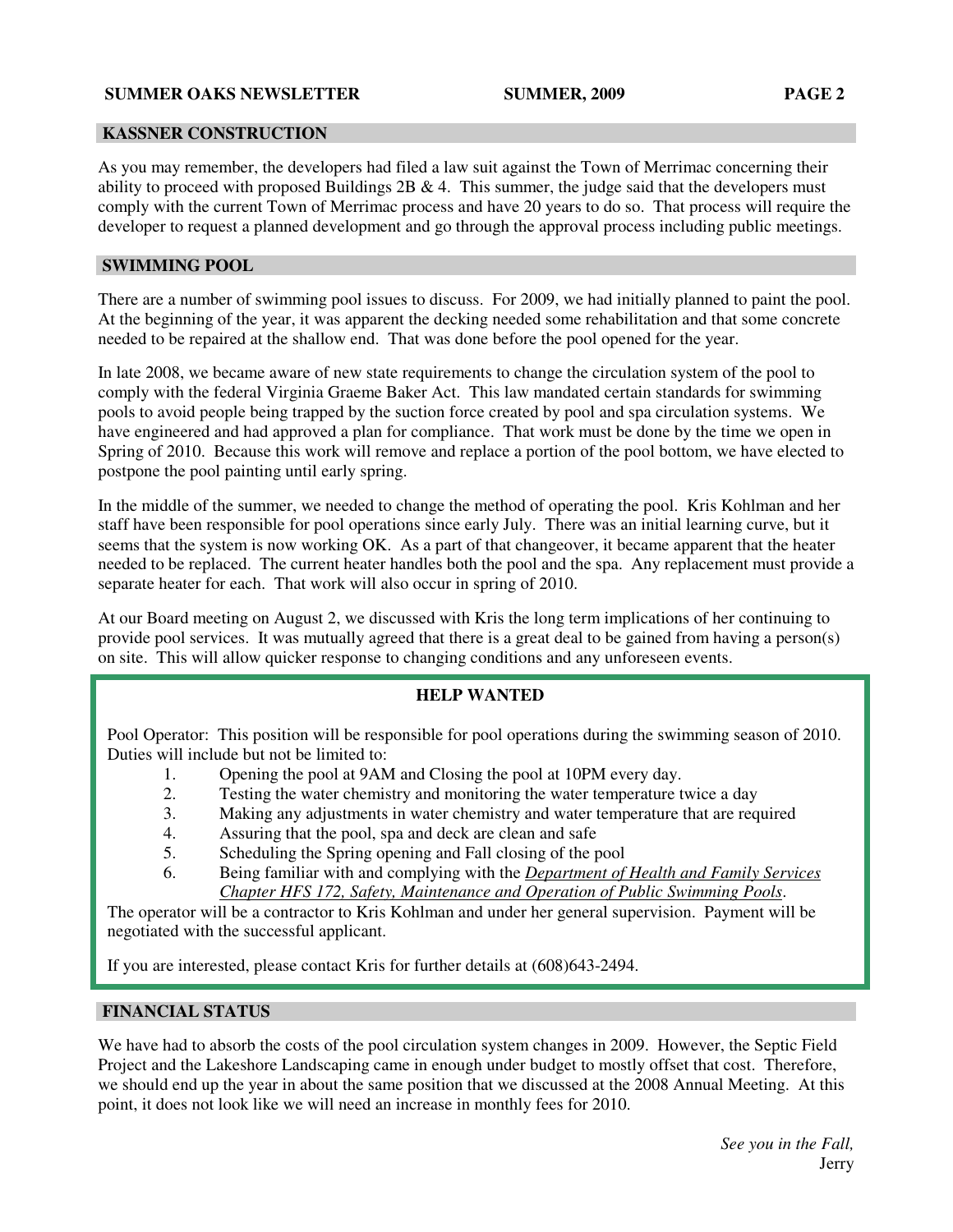## KASSNER CONSTRUCTION

As you may remember, the developers had filed a law suit against the Town of Merrimac concerning their ability to proceed with proposed Buildings 2B & 4. This summer, the judge said that the developers must comply with the current Town of Merrimac process and have 20 years to do so. That process will require the developer to request a planned development and go through the approval process including public meetings.

## SWIMMING POOL

There are a number of swimming pool issues to discuss. For 2009, we had initially planned to paint the pool. At the beginning of the year, it was apparent the decking needed some rehabilitation and that some concrete needed to be repaired at the shallow end. That was done before the pool opened for the year.

In late 2008, we became aware of new state requirements to change the circulation system of the pool to comply with the federal Virginia Graeme Baker Act. This law mandated certain standards for swimming pools to avoid people being trapped by the suction force created by pool and spa circulation systems. We have engineered and had approved a plan for compliance. That work must be done by the time we open in Spring of 2010. Because this work will remove and replace a portion of the pool bottom, we have elected to postpone the pool painting until early spring.

In the middle of the summer, we needed to change the method of operating the pool. Kris Kohlman and her staff have been responsible for pool operations since early July. There was an initial learning curve, but it seems that the system is now working OK. As a part of that changeover, it became apparent that the heater needed to be replaced. The current heater handles both the pool and the spa. Any replacement must provide a separate heater for each. That work will also occur in spring of 2010.

At our Board meeting on August 2, we discussed with Kris the long term implications of her continuing to provide pool services. It was mutually agreed that there is a great deal to be gained from having a person(s) on site. This will allow quicker response to changing conditions and any unforeseen events.

### HELP WANTED

Pool Operator: This position will be responsible for pool operations during the swimming season of 2010. Duties will include but not be limited to:

1. Opening the pool at 9AM and Closing the pool at 10PM every day.
2. Testing the water chemistry and monitoring the water temperature twice a day
3. Making any adjustments in water chemistry and water temperature that are required
4. Assuring that the pool, spa and deck are clean and safe
5. Scheduling the Spring opening and Fall closing of the pool
6. Being familiar with and complying with the *Department of Health and Family Services Chapter HFS 172, Safety, Maintenance and Operation of Public Swimming Pools*.

The operator will be a contractor to Kris Kohlman and under her general supervision. Payment will be negotiated with the successful applicant.

If you are interested, please contact Kris for further details at (608)643-2494.

## FINANCIAL STATUS

We have had to absorb the costs of the pool circulation system changes in 2009. However, the Septic Field Project and the Lakeshore Landscaping came in enough under budget to mostly offset that cost. Therefore, we should end up the year in about the same position that we discussed at the 2008 Annual Meeting. At this point, it does not look like we will need an increase in monthly fees for 2010.

*See you in the Fall,*
Jerry